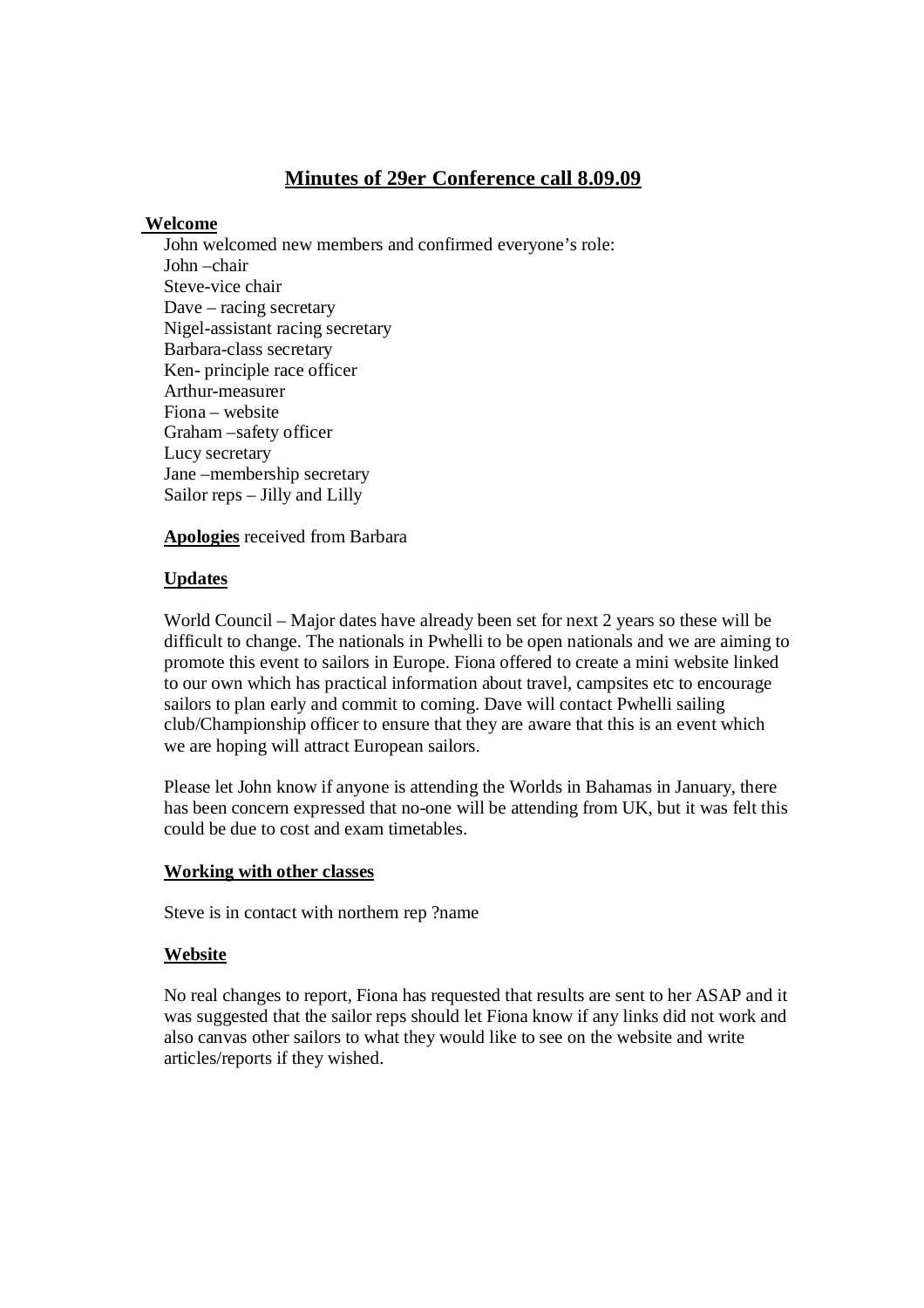# Minutes of 29er Conference call 8.09.09

**Welcome**

John welcomed new members and confirmed everyone's role:
John –chair
Steve-vice chair
Dave – racing secretary
Nigel-assistant racing secretary
Barbara-class secretary
Ken- principle race officer
Arthur-measurer
Fiona – website
Graham –safety officer
Lucy secretary
Jane –membership secretary
Sailor reps – Jilly and Lilly

**Apologies** received from Barbara

**Updates**

World Council – Major dates have already been set for next 2 years so these will be difficult to change. The nationals in Pwhelli to be open nationals and we are aiming to promote this event to sailors in Europe. Fiona offered to create a mini website linked to our own which has practical information about travel, campsites etc to encourage sailors to plan early and commit to coming. Dave will contact Pwhelli sailing club/Championship officer to ensure that they are aware that this is an event which we are hoping will attract European sailors.

Please let John know if anyone is attending the Worlds in Bahamas in January, there has been concern expressed that no-one will be attending from UK, but it was felt this could be due to cost and exam timetables.

**Working with other classes**

Steve is in contact with northern rep ?name

**Website**

No real changes to report, Fiona has requested that results are sent to her ASAP and it was suggested that the sailor reps should let Fiona know if any links did not work and also canvas other sailors to what they would like to see on the website and write articles/reports if they wished.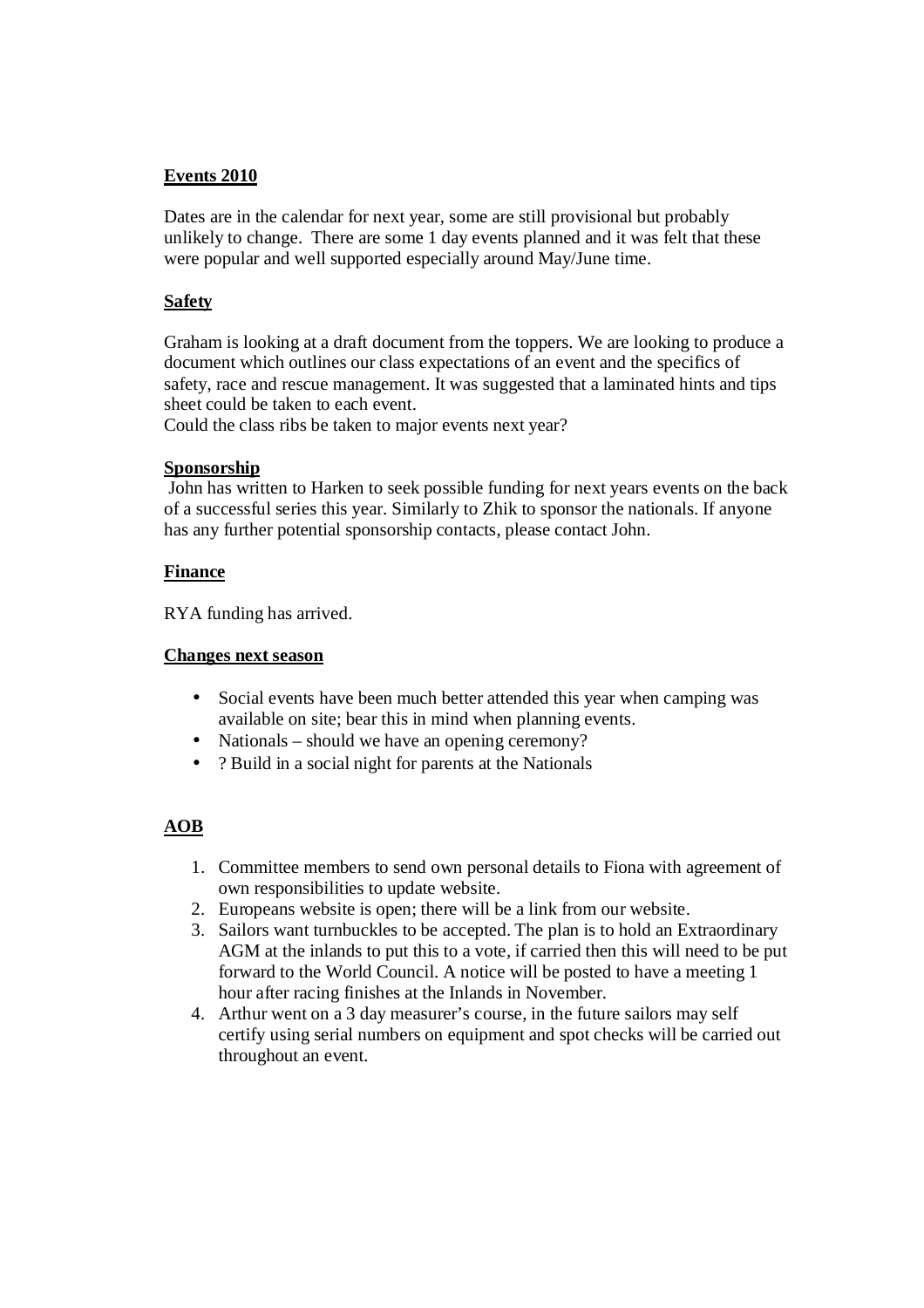**Events 2010**

Dates are in the calendar for next year, some are still provisional but probably unlikely to change. There are some 1 day events planned and it was felt that these were popular and well supported especially around May/June time.

**Safety**

Graham is looking at a draft document from the toppers. We are looking to produce a document which outlines our class expectations of an event and the specifics of safety, race and rescue management. It was suggested that a laminated hints and tips sheet could be taken to each event.
Could the class ribs be taken to major events next year?

**Sponsorship**

John has written to Harken to seek possible funding for next years events on the back of a successful series this year. Similarly to Zhik to sponsor the nationals. If anyone has any further potential sponsorship contacts, please contact John.

**Finance**

RYA funding has arrived.

**Changes next season**

- Social events have been much better attended this year when camping was available on site; bear this in mind when planning events.
- Nationals – should we have an opening ceremony?
- ? Build in a social night for parents at the Nationals

**AOB**

1. Committee members to send own personal details to Fiona with agreement of own responsibilities to update website.
2. Europeans website is open; there will be a link from our website.
3. Sailors want turnbuckles to be accepted. The plan is to hold an Extraordinary AGM at the inlands to put this to a vote, if carried then this will need to be put forward to the World Council. A notice will be posted to have a meeting 1 hour after racing finishes at the Inlands in November.
4. Arthur went on a 3 day measurer's course, in the future sailors may self certify using serial numbers on equipment and spot checks will be carried out throughout an event.